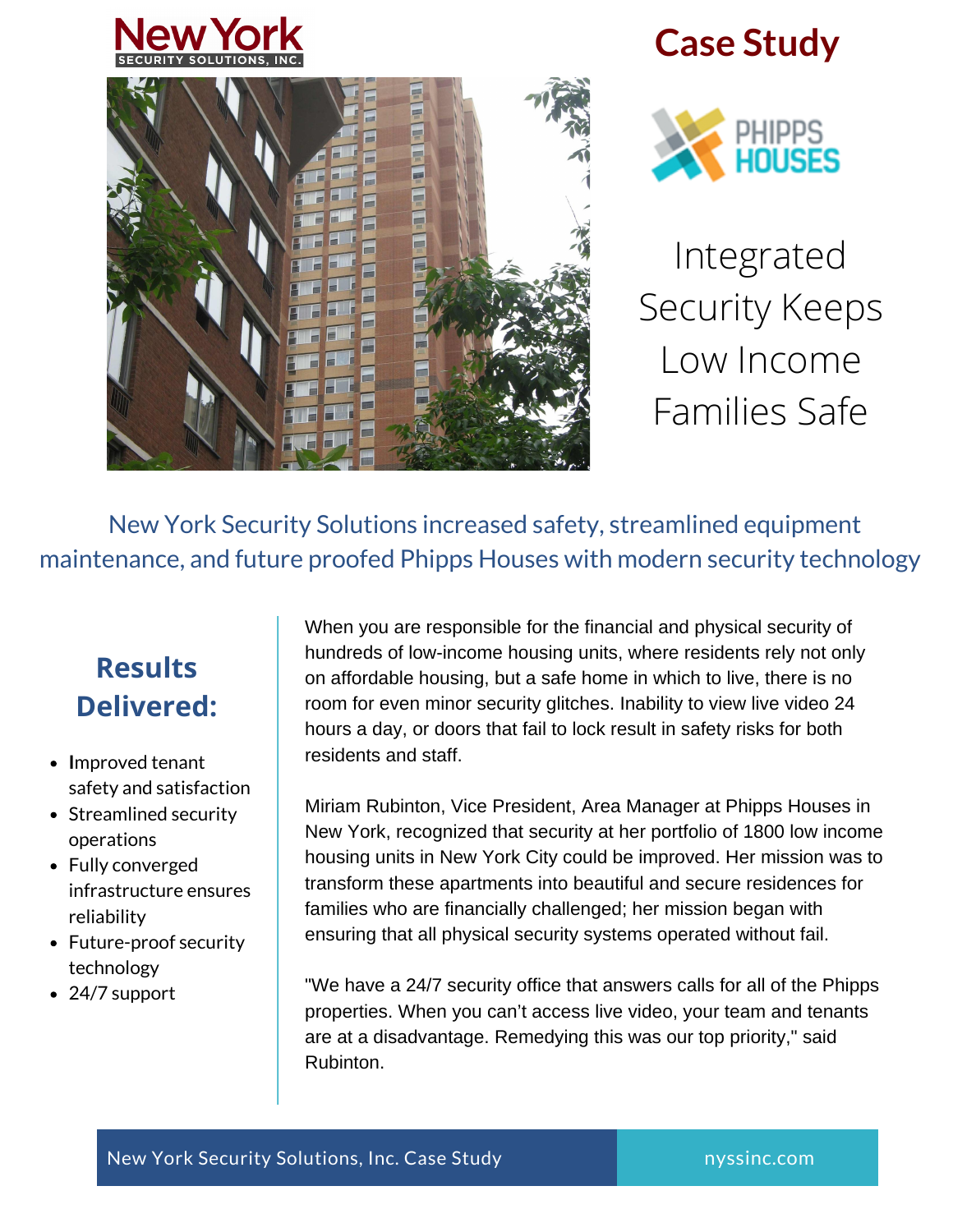New York Security Solutions, Inc.

# Case Study

PHIPPS HOUSES

## Integrated Security Keeps Low Income Families Safe

New York Security Solutions increased safety, streamlined equipment maintenance, and future proofed Phipps Houses with modern security technology

### Results Delivered:

- Improved tenant safety and satisfaction
- Streamlined security operations
- Fully converged infrastructure ensures reliability
- Future-proof security technology
- 24/7 support

When you are responsible for the financial and physical security of hundreds of low-income housing units, where residents rely not only on affordable housing, but a safe home in which to live, there is no room for even minor security glitches. Inability to view live video 24 hours a day, or doors that fail to lock result in safety risks for both residents and staff.

Miriam Rubinton, Vice President, Area Manager at Phipps Houses in New York, recognized that security at her portfolio of 1800 low income housing units in New York City could be improved. Her mission was to transform these apartments into beautiful and secure residences for families who are financially challenged; her mission began with ensuring that all physical security systems operated without fail.

"We have a 24/7 security office that answers calls for all of the Phipps properties. When you can't access live video, your team and tenants are at a disadvantage. Remedying this was our top priority," said Rubinton.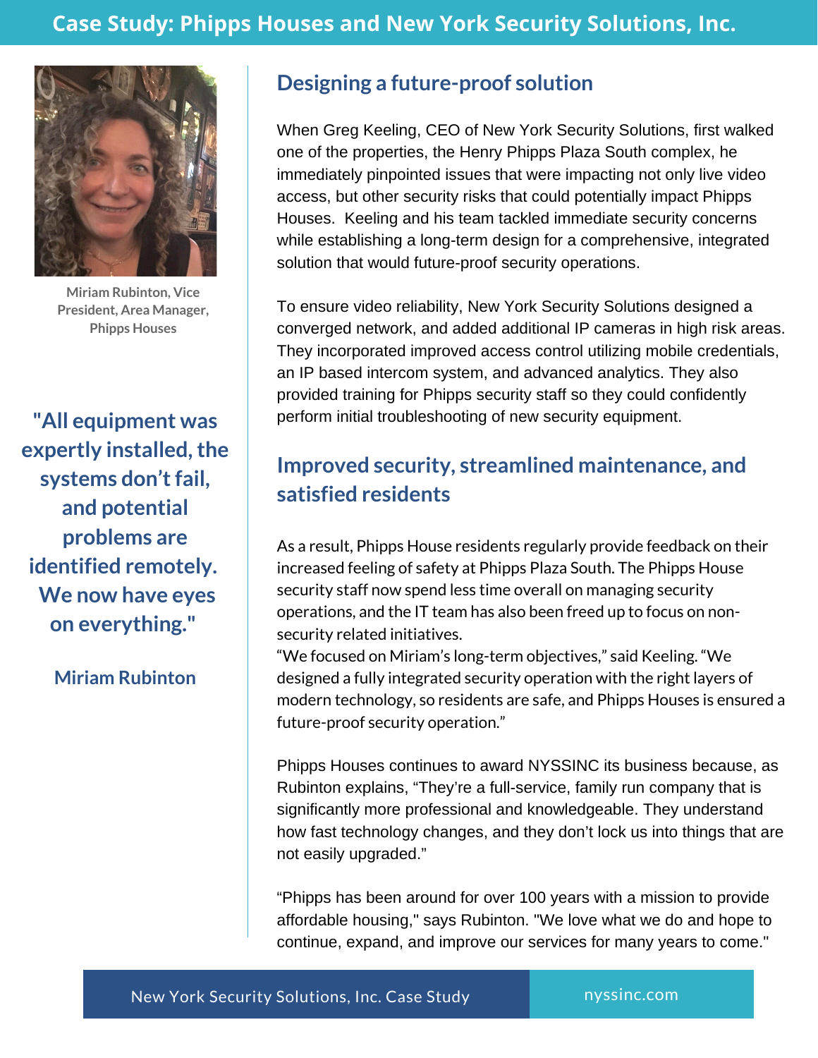Miriam Rubinton, Vice President, Area Manager, Phipps Houses

**"All equipment was expertly installed, the systems don't fail, and potential problems are identified remotely. We now have eyes on everything."**

**Miriam Rubinton**

## Designing a future-proof solution

When Greg Keeling, CEO of New York Security Solutions, first walked one of the properties, the Henry Phipps Plaza South complex, he immediately pinpointed issues that were impacting not only live video access, but other security risks that could potentially impact Phipps Houses. Keeling and his team tackled immediate security concerns while establishing a long-term design for a comprehensive, integrated solution that would future-proof security operations.

To ensure video reliability, New York Security Solutions designed a converged network, and added additional IP cameras in high risk areas. They incorporated improved access control utilizing mobile credentials, an IP based intercom system, and advanced analytics. They also provided training for Phipps security staff so they could confidently perform initial troubleshooting of new security equipment.

## Improved security, streamlined maintenance, and satisfied residents

As a result, Phipps House residents regularly provide feedback on their increased feeling of safety at Phipps Plaza South. The Phipps House security staff now spend less time overall on managing security operations, and the IT team has also been freed up to focus on non-security related initiatives.

"We focused on Miriam's long-term objectives," said Keeling. "We designed a fully integrated security operation with the right layers of modern technology, so residents are safe, and Phipps Houses is ensured a future-proof security operation."

Phipps Houses continues to award NYSSINC its business because, as Rubinton explains, "They're a full-service, family run company that is significantly more professional and knowledgeable. They understand how fast technology changes, and they don't lock us into things that are not easily upgraded."

"Phipps has been around for over 100 years with a mission to provide affordable housing," says Rubinton. "We love what we do and hope to continue, expand, and improve our services for many years to come."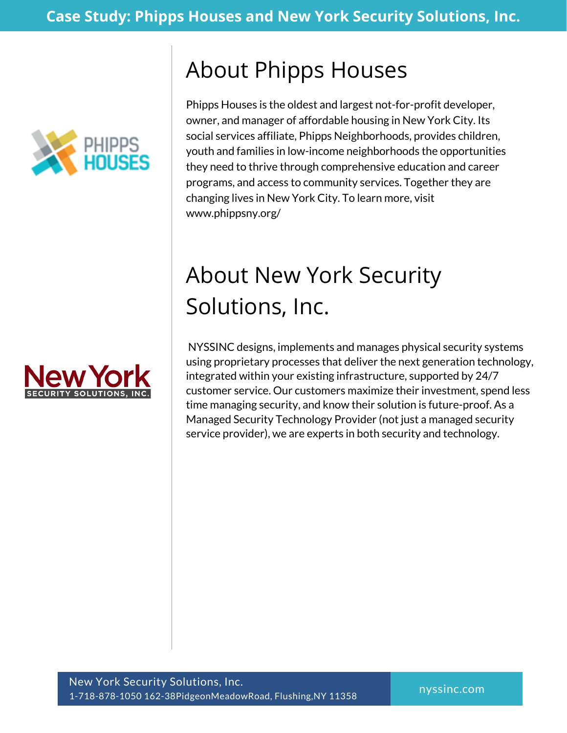## About Phipps Houses

Phipps Houses is the oldest and largest not-for-profit developer, owner, and manager of affordable housing in New York City. Its social services affiliate, Phipps Neighborhoods, provides children, youth and families in low-income neighborhoods the opportunities they need to thrive through comprehensive education and career programs, and access to community services. Together they are changing lives in New York City. To learn more, visit www.phippsny.org/

## About New York Security Solutions, Inc.

NYSSINC designs, implements and manages physical security systems using proprietary processes that deliver the next generation technology, integrated within your existing infrastructure, supported by 24/7 customer service. Our customers maximize their investment, spend less time managing security, and know their solution is future-proof. As a Managed Security Technology Provider (not just a managed security service provider), we are experts in both security and technology.